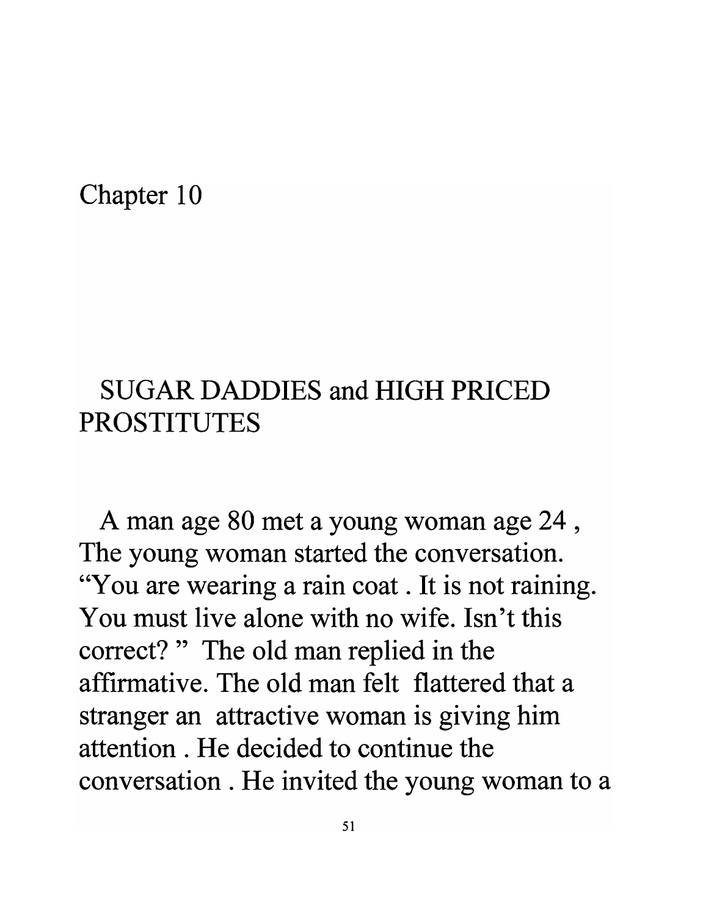Chapter 10

## SUGAR DADDIES and HIGH PRICED PROSTITUTES

A man age 80 met a young woman age 24 , The young woman started the conversation. "You are wearing a rain coat . It is not raining. You must live alone with no wife. Isn't this correct? " The old man replied in the affirmative. The old man felt flattered that a stranger an attractive woman is giving him attention . He decided to continue the conversation . He invited the young woman to a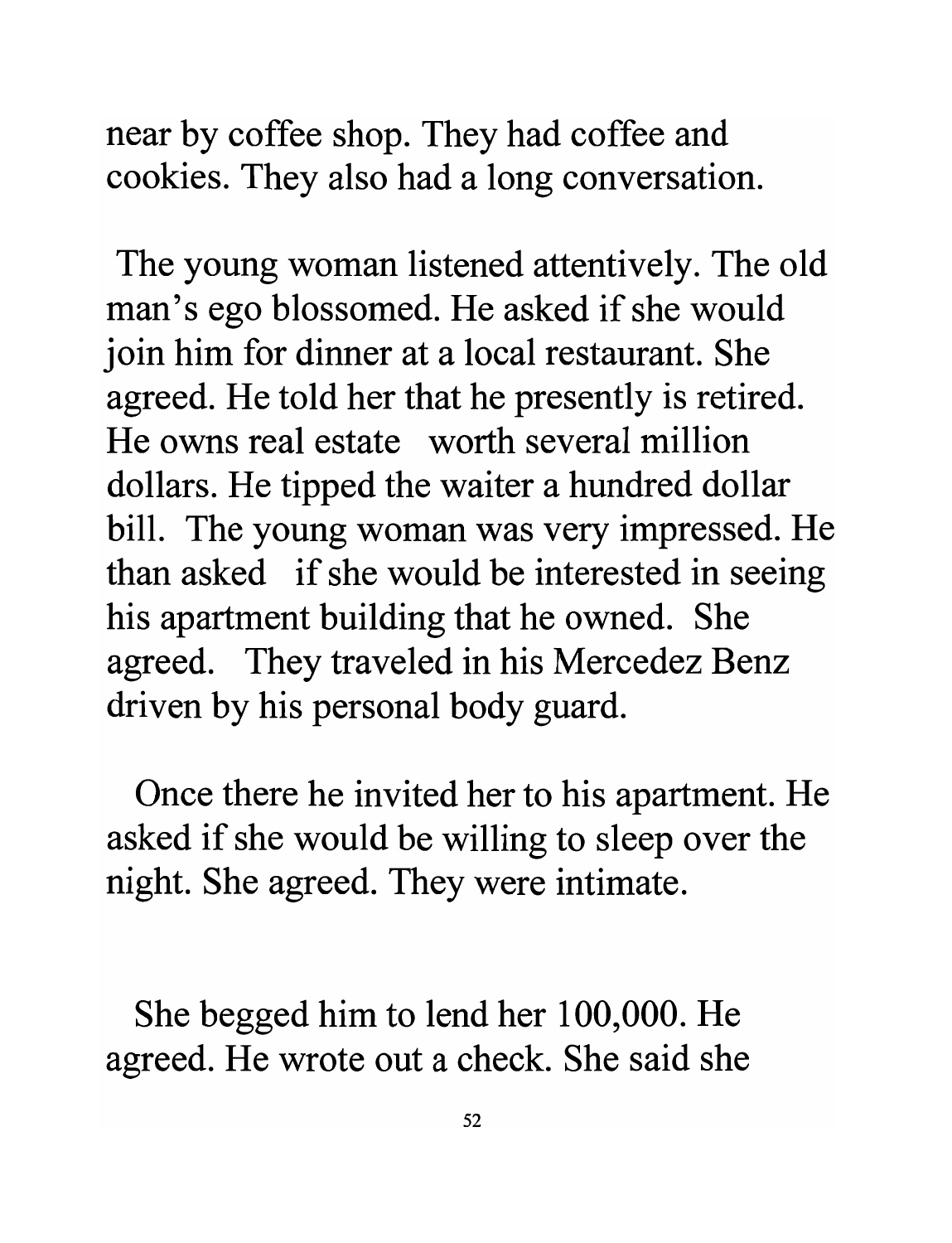near by coffee shop. They had coffee and cookies. They also had a long conversation.

The young woman listened attentively. The old man's ego blossomed. He asked if she would join him for dinner at a local restaurant. She agreed. He told her that he presently is retired. He owns real estate worth several million dollars. He tipped the waiter a hundred dollar bill. The young woman was very impressed. He than asked if she would be interested in seeing his apartment building that he owned. She agreed. They traveled in his Mercedez Benz driven by his personal body guard.

Once there he invited her to his apartment. He asked if she would be willing to sleep over the night. She agreed. They were intimate.

She begged him to lend her 100,000. He agreed. He wrote out a check. She said she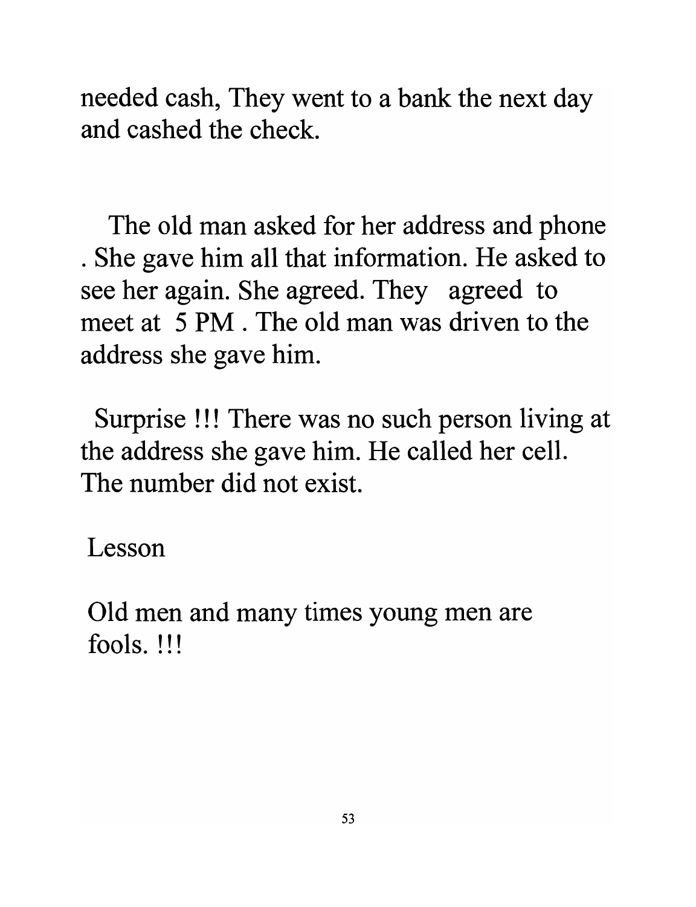needed cash, They went to a bank the next day and cashed the check.

The old man asked for her address and phone . She gave him all that information. He asked to see her again. She agreed. They agreed to meet at 5 PM . The old man was driven to the address she gave him.

Surprise !!! There was no such person living at the address she gave him. He called her cell. The number did not exist.

Lesson

Old men and many times young men are fools. !!!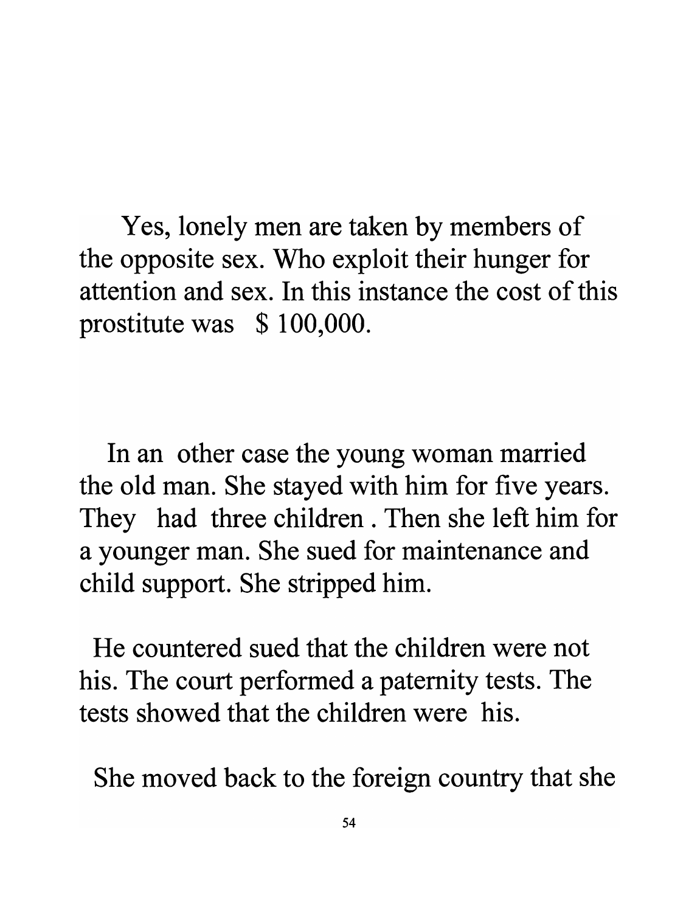Yes, lonely men are taken by members of the opposite sex. Who exploit their hunger for attention and sex. In this instance the cost of this prostitute was $ 100,000.

In an other case the young woman married the old man. She stayed with him for five years. They had three children . Then she left him for a younger man. She sued for maintenance and child support. She stripped him.

He countered sued that the children were not his. The court performed a paternity tests. The tests showed that the children were his.

She moved back to the foreign country that she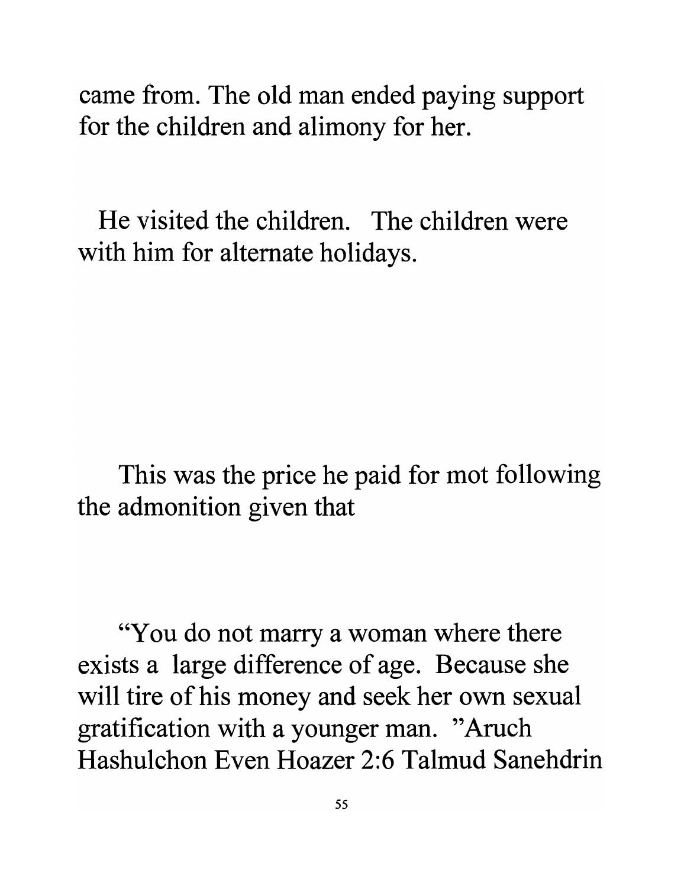came from. The old man ended paying support for the children and alimony for her.

He visited the children. The children were with him for alternate holidays.

This was the price he paid for mot following the admonition given that

"You do not marry a woman where there exists a large difference of age. Because she will tire of his money and seek her own sexual gratification with a younger man. "Aruch Hashulchon Even Hoazer 2:6 Talmud Sanehdrin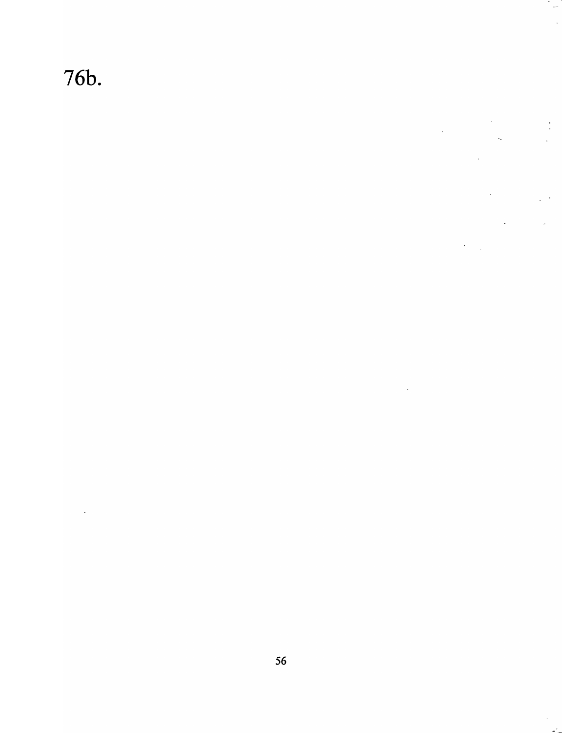76b.